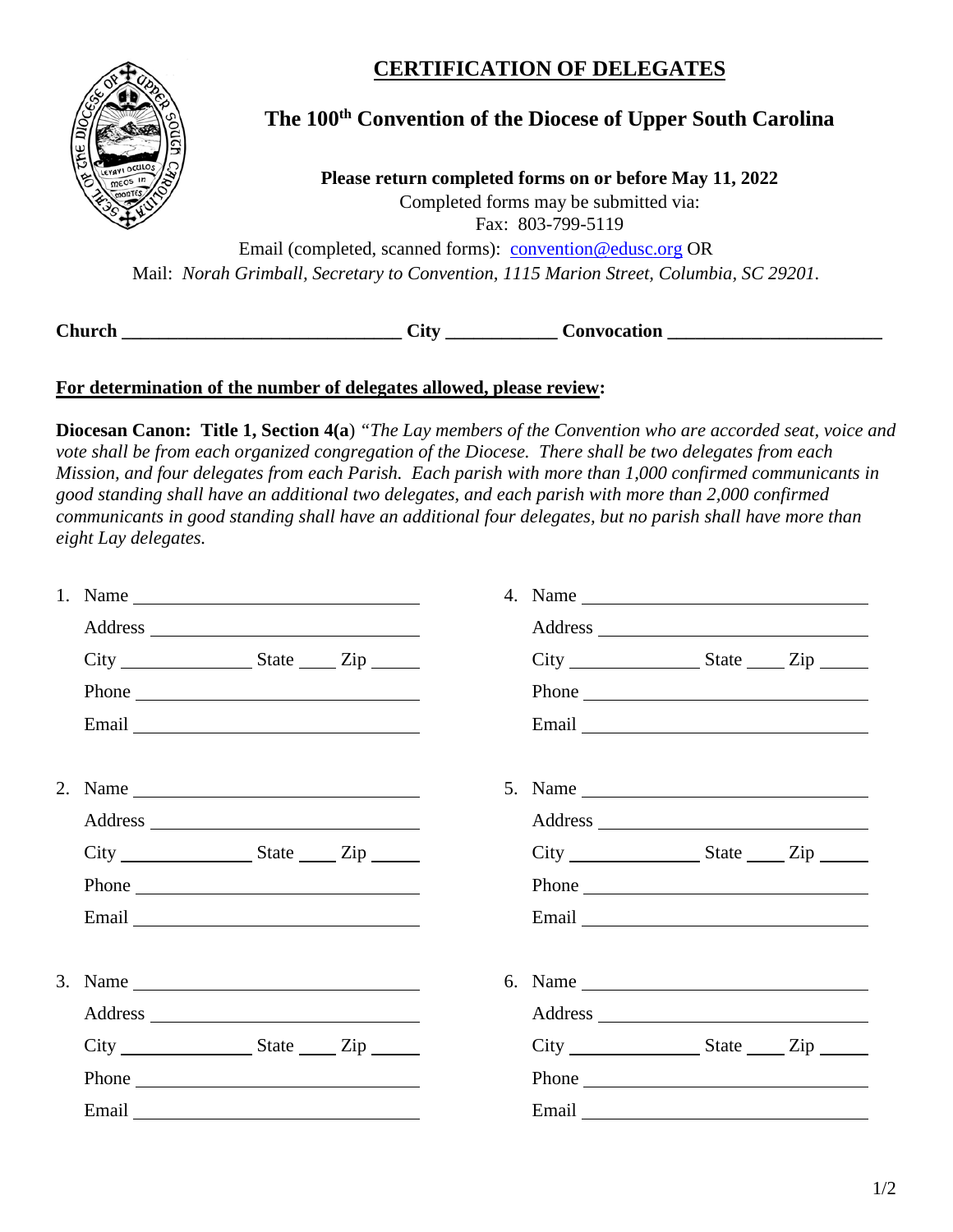# CERTIFICATION OF DELEGATES

## The 100th Convention of the Diocese of Upper South Carolina

**Please return completed forms on or before May 11, 2022**

Completed forms may be submitted via:

Fax: 803-799-5119

Email (completed, scanned forms): convention@edusc.org OR

Mail: *Norah Grimball, Secretary to Convention, 1115 Marion Street, Columbia, SC 29201.*

**Church** ______________________________ **City** ___________ **Convocation** ______________________

**For determination of the number of delegates allowed, please review:**

**Diocesan Canon: Title 1, Section 4(a**) *"The Lay members of the Convention who are accorded seat, voice and vote shall be from each organized congregation of the Diocese. There shall be two delegates from each Mission, and four delegates from each Parish. Each parish with more than 1,000 confirmed communicants in good standing shall have an additional two delegates, and each parish with more than 2,000 confirmed communicants in good standing shall have an additional four delegates, but no parish shall have more than eight Lay delegates.*

1. Name ______________________________
   Address ______________________________
   City ______________ State ____ Zip _____
   Phone ______________________________
   Email ______________________________

2. Name ______________________________
   Address ______________________________
   City ______________ State ____ Zip _____
   Phone ______________________________
   Email ______________________________

3. Name ______________________________
   Address ______________________________
   City ______________ State ____ Zip _____
   Phone ______________________________
   Email ______________________________

4. Name ______________________________
   Address ______________________________
   City ______________ State ____ Zip _____
   Phone ______________________________
   Email ______________________________

5. Name ______________________________
   Address ______________________________
   City ______________ State ____ Zip _____
   Phone ______________________________
   Email ______________________________

6. Name ______________________________
   Address ______________________________
   City ______________ State ____ Zip _____
   Phone ______________________________
   Email ______________________________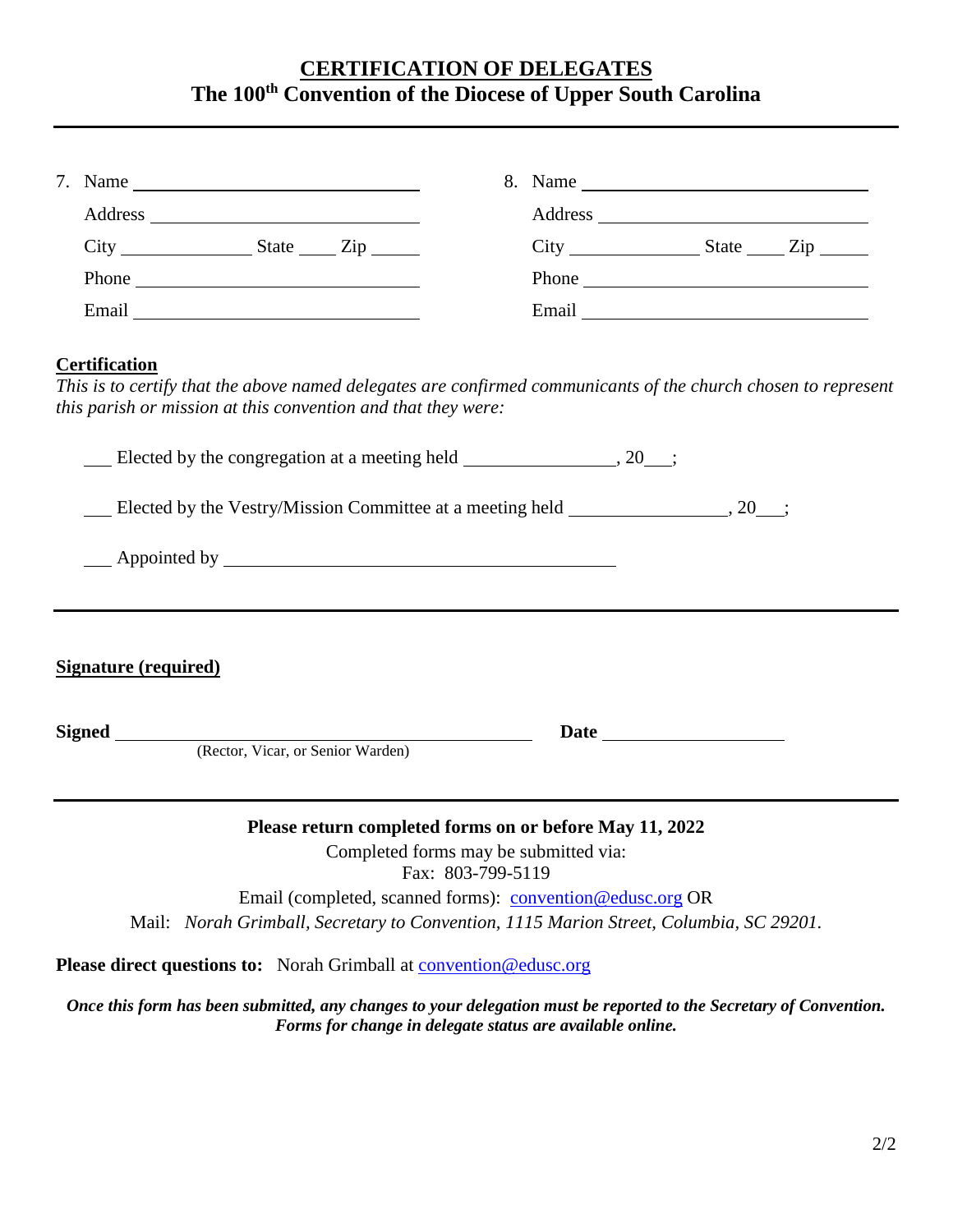# CERTIFICATION OF DELEGATES

## The 100th Convention of the Diocese of Upper South Carolina

7. Name ______________________________

   Address ______________________________

   City ______________ State ____ Zip _____

   Phone ______________________________

   Email ______________________________

8. Name ______________________________

   Address ______________________________

   City ______________ State ____ Zip _____

   Phone ______________________________

   Email ______________________________

**Certification**

*This is to certify that the above named delegates are confirmed communicants of the church chosen to represent this parish or mission at this convention and that they were:*

___ Elected by the congregation at a meeting held ________________, 20___;

___ Elected by the Vestry/Mission Committee at a meeting held ________________, 20___;

___ Appointed by ________________________________________

**Signature (required)**

**Signed** ________________________________________ **Date** ____________________
(Rector, Vicar, or Senior Warden)

**Please return completed forms on or before May 11, 2022**

Completed forms may be submitted via:

Fax: 803-799-5119

Email (completed, scanned forms): convention@edusc.org OR

Mail: *Norah Grimball, Secretary to Convention, 1115 Marion Street, Columbia, SC 29201.*

**Please direct questions to:** Norah Grimball at convention@edusc.org

***Once this form has been submitted, any changes to your delegation must be reported to the Secretary of Convention. Forms for change in delegate status are available online.***